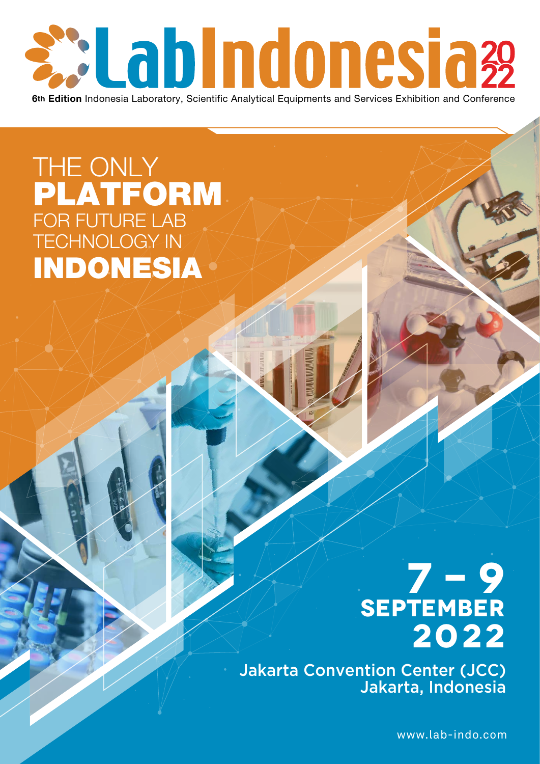# LabIndonesia 2022

**6th Edition** Indonesia Laboratory, Scientific Analytical Equipments and Services Exhibition and Conference

## THE ONLY **PLATFORM** FOR FUTURE LAB TECHNOLOGY IN **INDONESIA**

## 7 – 9 SEPTEMBER 2022

Jakarta Convention Center (JCC)
Jakarta, Indonesia

www.lab-indo.com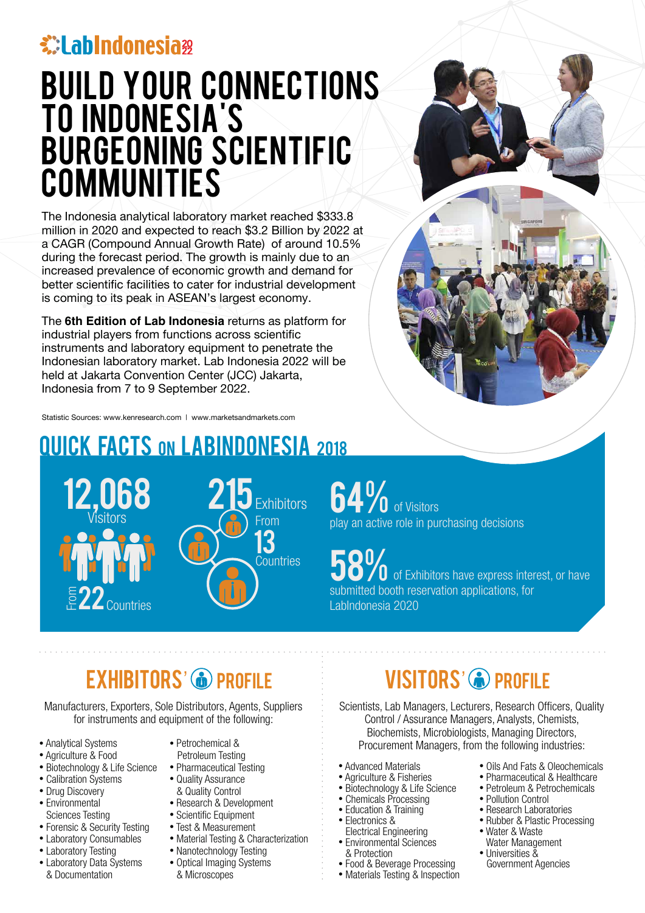LabIndonesia 2022

# BUILD YOUR CONNECTIONS TO INDONESIA'S BURGEONING SCIENTIFIC COMMUNITIES

The Indonesia analytical laboratory market reached $333.8 million in 2020 and expected to reach $3.2 Billion by 2022 at a CAGR (Compound Annual Growth Rate) of around 10.5% during the forecast period. The growth is mainly due to an increased prevalence of economic growth and demand for better scientific facilities to cater for industrial development is coming to its peak in ASEAN's largest economy.

The **6th Edition of Lab Indonesia** returns as platform for industrial players from functions across scientific instruments and laboratory equipment to penetrate the Indonesian laboratory market. Lab Indonesia 2022 will be held at Jakarta Convention Center (JCC) Jakarta, Indonesia from 7 to 9 September 2022.

Statistic Sources: www.kenresearch.com | www.marketsandmarkets.com

## QUICK FACTS ON LABINDONESIA 2018

**12,068** Visitors From **22** Countries

**215** Exhibitors From **13** Countries

**64%** of Visitors play an active role in purchasing decisions

**58%** of Exhibitors have express interest, or have submitted booth reservation applications, for LabIndonesia 2020

## EXHIBITORS' PROFILE

Manufacturers, Exporters, Sole Distributors, Agents, Suppliers for instruments and equipment of the following:

- Analytical Systems
- Agriculture & Food
- Biotechnology & Life Science
- Calibration Systems
- Drug Discovery
- Environmental Sciences Testing
- Forensic & Security Testing
- Laboratory Consumables
- Laboratory Testing
- Laboratory Data Systems & Documentation
- Petrochemical & Petroleum Testing
- Pharmaceutical Testing
- Quality Assurance & Quality Control
- Research & Development
- Scientific Equipment
- Test & Measurement
- Material Testing & Characterization
- Nanotechnology Testing
- Optical Imaging Systems & Microscopes

## VISITORS' PROFILE

Scientists, Lab Managers, Lecturers, Research Officers, Quality Control / Assurance Managers, Analysts, Chemists, Biochemists, Microbiologists, Managing Directors, Procurement Managers, from the following industries:

- Advanced Materials
- Agriculture & Fisheries
- Biotechnology & Life Science
- Chemicals Processing
- Education & Training
- Electronics & Electrical Engineering
- Environmental Sciences & Protection
- Food & Beverage Processing
- Materials Testing & Inspection
- Oils And Fats & Oleochemicals
- Pharmaceutical & Healthcare
- Petroleum & Petrochemicals
- Pollution Control
- Research Laboratories
- Rubber & Plastic Processing
- Water & Waste Water Management
- Universities & Government Agencies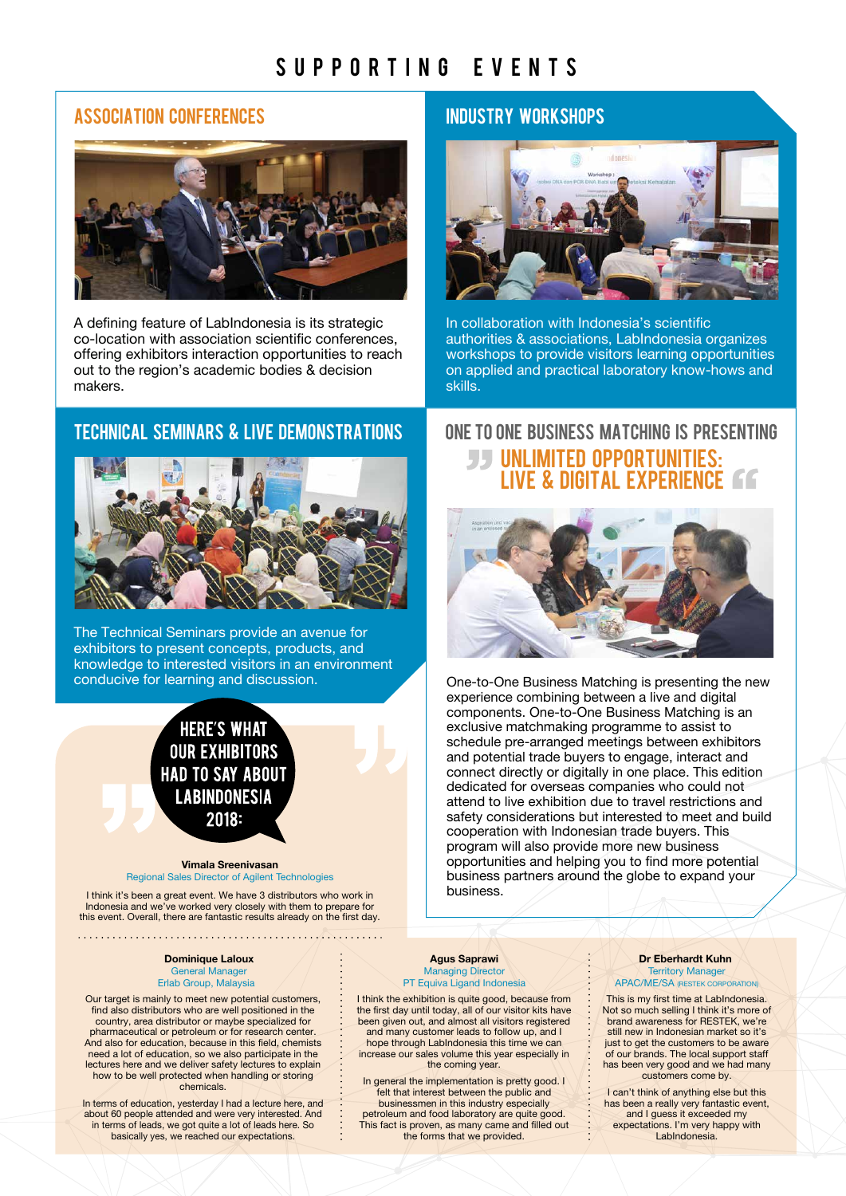# SUPPORTING EVENTS

## ASSOCIATION CONFERENCES

A defining feature of LabIndonesia is its strategic co-location with association scientific conferences, offering exhibitors interaction opportunities to reach out to the region's academic bodies & decision makers.

## INDUSTRY WORKSHOPS

In collaboration with Indonesia's scientific authorities & associations, LabIndonesia organizes workshops to provide visitors learning opportunities on applied and practical laboratory know-hows and skills.

## TECHNICAL SEMINARS & LIVE DEMONSTRATIONS

The Technical Seminars provide an avenue for exhibitors to present concepts, products, and knowledge to interested visitors in an environment conducive for learning and discussion.

## ONE TO ONE BUSINESS MATCHING IS PRESENTING

### UNLIMITED OPPORTUNITIES: LIVE & DIGITAL EXPERIENCE

One-to-One Business Matching is presenting the new experience combining between a live and digital components. One-to-One Business Matching is an exclusive matchmaking programme to assist to schedule pre-arranged meetings between exhibitors and potential trade buyers to engage, interact and connect directly or digitally in one place. This edition dedicated for overseas companies who could not attend to live exhibition due to travel restrictions and safety considerations but interested to meet and build cooperation with Indonesian trade buyers. This program will also provide more new business opportunities and helping you to find more potential business partners around the globe to expand your business.

## HERE'S WHAT OUR EXHIBITORS HAD TO SAY ABOUT LABINDONESIA 2018:

**Vimala Sreenivasan**
Regional Sales Director of Agilent Technologies

I think it's been a great event. We have 3 distributors who work in Indonesia and we've worked very closely with them to prepare for this event. Overall, there are fantastic results already on the first day.

**Dominique Laloux**
General Manager
Erlab Group, Malaysia

Our target is mainly to meet new potential customers, find also distributors who are well positioned in the country, area distributor or maybe specialized for pharmaceutical or petroleum or for research center. And also for education, because in this field, chemists need a lot of education, so we also participate in the lectures here and we deliver safety lectures to explain how to be well protected when handling or storing chemicals.

In terms of education, yesterday I had a lecture here, and about 60 people attended and were very interested. And in terms of leads, we got quite a lot of leads here. So basically yes, we reached our expectations.

**Agus Saprawi**
Managing Director
PT Equiva Ligand Indonesia

I think the exhibition is quite good, because from the first day until today, all of our visitor kits have been given out, and almost all visitors registered and many customer leads to follow up, and I hope through LabIndonesia this time we can increase our sales volume this year especially in the coming year.

In general the implementation is pretty good. I felt that interest between the public and businessmen in this industry especially petroleum and food laboratory are quite good. This fact is proven, as many came and filled out the forms that we provided.

**Dr Eberhardt Kuhn**
Territory Manager
APAC/ME/SA (RESTEK CORPORATION)

This is my first time at LabIndonesia. Not so much selling I think it's more of brand awareness for RESTEK, we're still new in Indonesian market so it's just to get the customers to be aware of our brands. The local support staff has been very good and we had many customers come by.

I can't think of anything else but this has been a really very fantastic event, and I guess it exceeded my expectations. I'm very happy with LabIndonesia.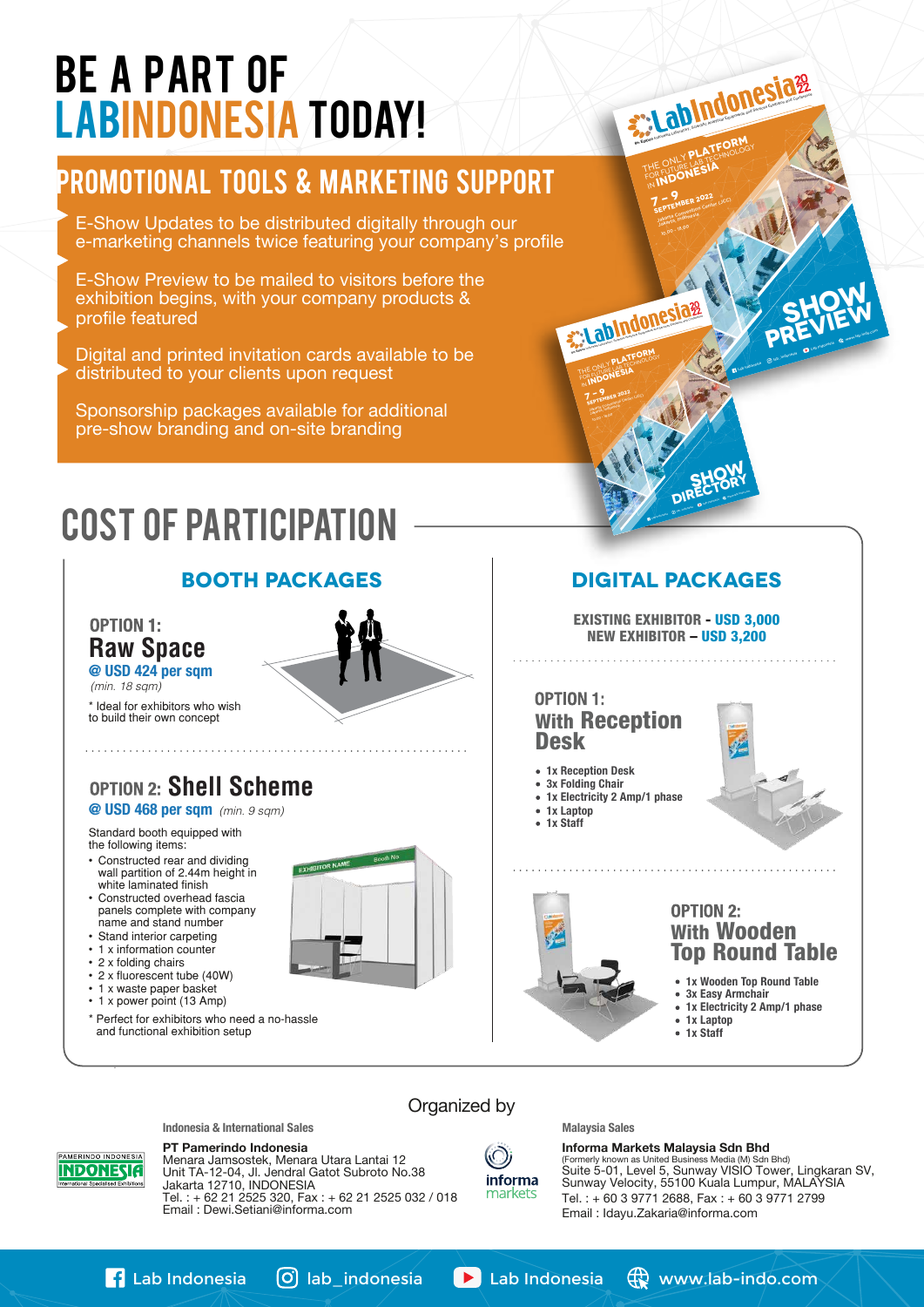# BE A PART OF LABINDONESIA TODAY!

## PROMOTIONAL TOOLS & MARKETING SUPPORT

- E-Show Updates to be distributed digitally through our e-marketing channels twice featuring your company's profile
- E-Show Preview to be mailed to visitors before the exhibition begins, with your company products & profile featured
- Digital and printed invitation cards available to be distributed to your clients upon request
- Sponsorship packages available for additional pre-show branding and on-site branding

## COST OF PARTICIPATION

### BOOTH PACKAGES

**OPTION 1:**
**Raw Space**
**@ USD 424 per sqm**
*(min. 18 sqm)*

\* Ideal for exhibitors who wish to build their own concept

**OPTION 2: Shell Scheme**
**@ USD 468 per sqm** *(min. 9 sqm)*

Standard booth equipped with the following items:

- Constructed rear and dividing wall partition of 2.44m height in white laminated finish
- Constructed overhead fascia panels complete with company name and stand number
- Stand interior carpeting
- 1 x information counter
- 2 x folding chairs
- 2 x fluorescent tube (40W)
- 1 x waste paper basket
- 1 x power point (13 Amp)

\* Perfect for exhibitors who need a no-hassle and functional exhibition setup

### DIGITAL PACKAGES

**EXISTING EXHIBITOR - USD 3,000**
**NEW EXHIBITOR – USD 3,200**

**OPTION 1:**
**With Reception Desk**

- 1x Reception Desk
- 3x Folding Chair
- 1x Electricity 2 Amp/1 phase
- 1x Laptop
- 1x Staff

**OPTION 2:**
**With Wooden Top Round Table**

- 1x Wooden Top Round Table
- 3x Easy Armchair
- 1x Electricity 2 Amp/1 phase
- 1x Laptop
- 1x Staff

Organized by

**Indonesia & International Sales**

**PT Pamerindo Indonesia**
Menara Jamsostek, Menara Utara Lantai 12
Unit TA-12-04, Jl. Jendral Gatot Subroto No.38
Jakarta 12710, INDONESIA
Tel. : + 62 21 2525 320, Fax : + 62 21 2525 032 / 018
Email : Dewi.Setiani@informa.com

**Malaysia Sales**

**Informa Markets Malaysia Sdn Bhd**
(Formerly known as United Business Media (M) Sdn Bhd)
Suite 5-01, Level 5, Sunway VISIO Tower, Lingkaran SV, Sunway Velocity, 55100 Kuala Lumpur, MALAYSIA
Tel. : + 60 3 9771 2688, Fax : + 60 3 9771 2799
Email : Idayu.Zakaria@informa.com

Lab Indonesia | lab_indonesia | Lab Indonesia | www.lab-indo.com